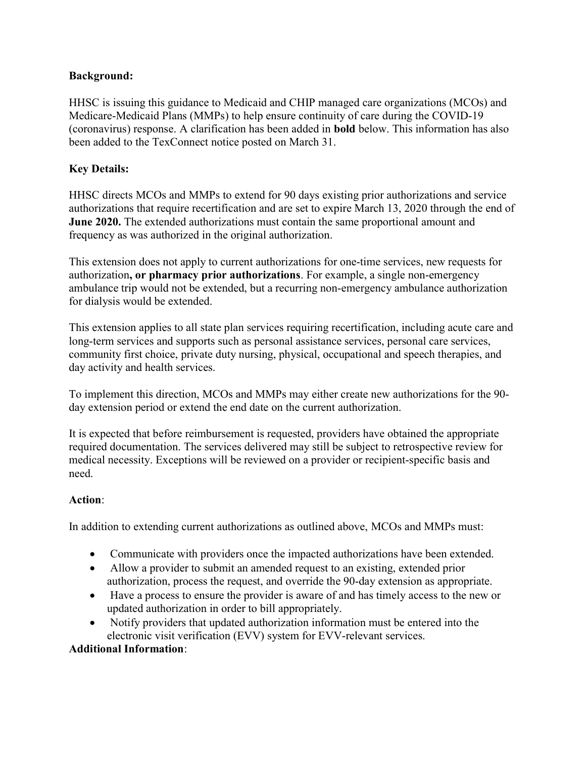**Background:**

HHSC is issuing this guidance to Medicaid and CHIP managed care organizations (MCOs) and Medicare-Medicaid Plans (MMPs) to help ensure continuity of care during the COVID-19 (coronavirus) response. A clarification has been added in **bold** below. This information has also been added to the TexConnect notice posted on March 31.

**Key Details:**

HHSC directs MCOs and MMPs to extend for 90 days existing prior authorizations and service authorizations that require recertification and are set to expire March 13, 2020 through the end of **June 2020.** The extended authorizations must contain the same proportional amount and frequency as was authorized in the original authorization.

This extension does not apply to current authorizations for one-time services, new requests for authorization**, or pharmacy prior authorizations**. For example, a single non-emergency ambulance trip would not be extended, but a recurring non-emergency ambulance authorization for dialysis would be extended.

This extension applies to all state plan services requiring recertification, including acute care and long-term services and supports such as personal assistance services, personal care services, community first choice, private duty nursing, physical, occupational and speech therapies, and day activity and health services.

To implement this direction, MCOs and MMPs may either create new authorizations for the 90-day extension period or extend the end date on the current authorization.

It is expected that before reimbursement is requested, providers have obtained the appropriate required documentation. The services delivered may still be subject to retrospective review for medical necessity. Exceptions will be reviewed on a provider or recipient-specific basis and need.

**Action**:

In addition to extending current authorizations as outlined above, MCOs and MMPs must:

- Communicate with providers once the impacted authorizations have been extended.
- Allow a provider to submit an amended request to an existing, extended prior authorization, process the request, and override the 90-day extension as appropriate.
- Have a process to ensure the provider is aware of and has timely access to the new or updated authorization in order to bill appropriately.
- Notify providers that updated authorization information must be entered into the electronic visit verification (EVV) system for EVV-relevant services.

**Additional Information**: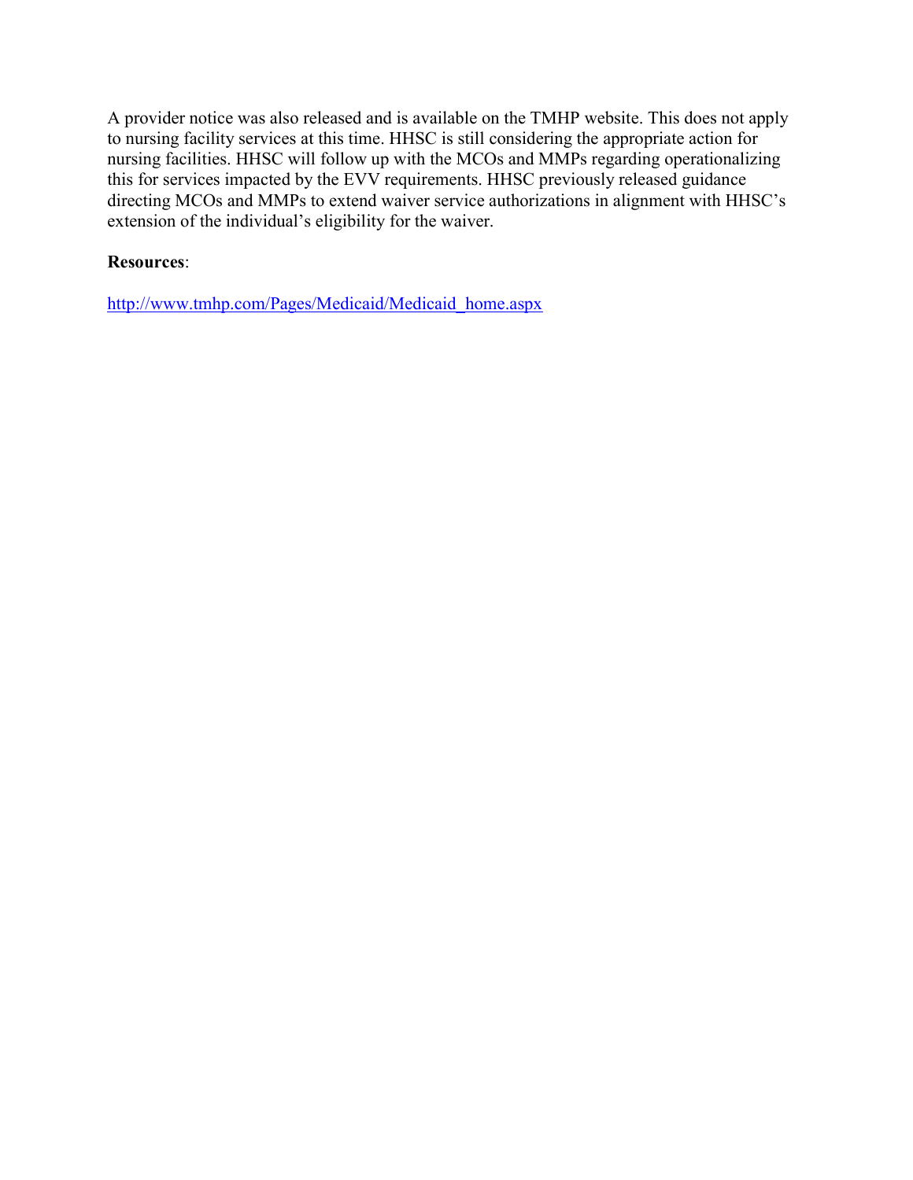A provider notice was also released and is available on the TMHP website. This does not apply to nursing facility services at this time. HHSC is still considering the appropriate action for nursing facilities. HHSC will follow up with the MCOs and MMPs regarding operationalizing this for services impacted by the EVV requirements. HHSC previously released guidance directing MCOs and MMPs to extend waiver service authorizations in alignment with HHSC's extension of the individual's eligibility for the waiver.

**Resources**:

http://www.tmhp.com/Pages/Medicaid/Medicaid_home.aspx